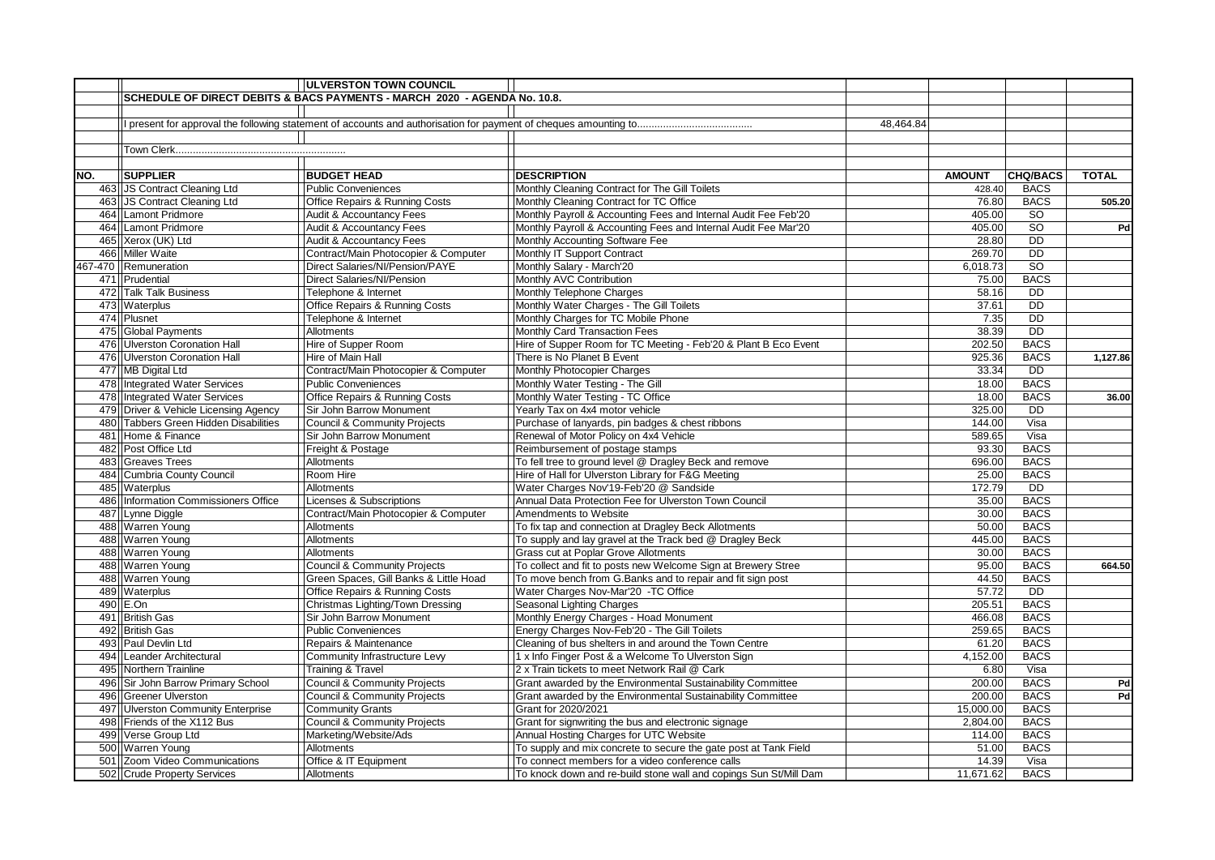ULVERSTON TOWN COUNCIL

SCHEDULE OF DIRECT DEBITS & BACS PAYMENTS - MARCH 2020 - AGENDA No. 10.8.

I present for approval the following statement of accounts and authorisation for payment of cheques amounting to........................................ 48,464.84

Town Clerk...........................................................

| NO. | SUPPLIER | BUDGET HEAD | DESCRIPTION | AMOUNT | CHQ/BACS | TOTAL |
|---|---|---|---|---|---|---|
| 463 | JS Contract Cleaning Ltd | Public Conveniences | Monthly Cleaning Contract for The Gill Toilets | 428.40 | BACS | |
| 463 | JS Contract Cleaning Ltd | Office Repairs & Running Costs | Monthly Cleaning Contract for TC Office | 76.80 | BACS | 505.20 |
| 464 | Lamont Pridmore | Audit & Accountancy Fees | Monthly Payroll & Accounting Fees and Internal Audit Fee Feb'20 | 405.00 | SO | |
| 464 | Lamont Pridmore | Audit & Accountancy Fees | Monthly Payroll & Accounting Fees and Internal Audit Fee Mar'20 | 405.00 | SO | Pd |
| 465 | Xerox (UK) Ltd | Audit & Accountancy Fees | Monthly Accounting Software Fee | 28.80 | DD | |
| 466 | Miller Waite | Contract/Main Photocopier & Computer | Monthly IT Support Contract | 269.70 | DD | |
| 467-470 | Remuneration | Direct Salaries/NI/Pension/PAYE | Monthly Salary - March'20 | 6,018.73 | SO | |
| 471 | Prudential | Direct Salaries/NI/Pension | Monthly AVC Contribution | 75.00 | BACS | |
| 472 | Talk Talk Business | Telephone & Internet | Monthly Telephone Charges | 58.16 | DD | |
| 473 | Waterplus | Office Repairs & Running Costs | Monthly Water Charges - The Gill Toilets | 37.61 | DD | |
| 474 | Plusnet | Telephone & Internet | Monthly Charges for TC Mobile Phone | 7.35 | DD | |
| 475 | Global Payments | Allotments | Monthly Card Transaction Fees | 38.39 | DD | |
| 476 | Ulverston Coronation Hall | Hire of Supper Room | Hire of Supper Room for TC Meeting - Feb'20 & Plant B Eco Event | 202.50 | BACS | |
| 476 | Ulverston Coronation Hall | Hire of Main Hall | There is No Planet B Event | 925.36 | BACS | 1,127.86 |
| 477 | MB Digital Ltd | Contract/Main Photocopier & Computer | Monthly Photocopier Charges | 33.34 | DD | |
| 478 | Integrated Water Services | Public Conveniences | Monthly Water Testing - The Gill | 18.00 | BACS | |
| 478 | Integrated Water Services | Office Repairs & Running Costs | Monthly Water Testing - TC Office | 18.00 | BACS | 36.00 |
| 479 | Driver & Vehicle Licensing Agency | Sir John Barrow Monument | Yearly Tax on 4x4 motor vehicle | 325.00 | DD | |
| 480 | Tabbers Green Hidden Disabilities | Council & Community Projects | Purchase of lanyards, pin badges & chest ribbons | 144.00 | Visa | |
| 481 | Home & Finance | Sir John Barrow Monument | Renewal of Motor Policy on 4x4 Vehicle | 589.65 | Visa | |
| 482 | Post Office Ltd | Freight & Postage | Reimbursement of postage stamps | 93.30 | BACS | |
| 483 | Greaves Trees | Allotments | To fell tree to ground level @ Dragley Beck and remove | 696.00 | BACS | |
| 484 | Cumbria County Council | Room Hire | Hire of Hall for Ulverston Library for F&G Meeting | 25.00 | BACS | |
| 485 | Waterplus | Allotments | Water Charges Nov'19-Feb'20 @ Sandside | 172.79 | DD | |
| 486 | Information Commissioners Office | Licenses & Subscriptions | Annual Data Protection Fee for Ulverston Town Council | 35.00 | BACS | |
| 487 | Lynne Diggle | Contract/Main Photocopier & Computer | Amendments to Website | 30.00 | BACS | |
| 488 | Warren Young | Allotments | To fix tap and connection at Dragley Beck Allotments | 50.00 | BACS | |
| 488 | Warren Young | Allotments | To supply and lay gravel at the Track bed @ Dragley Beck | 445.00 | BACS | |
| 488 | Warren Young | Allotments | Grass cut at Poplar Grove Allotments | 30.00 | BACS | |
| 488 | Warren Young | Council & Community Projects | To collect and fit to posts new Welcome Sign at Brewery Stree | 95.00 | BACS | 664.50 |
| 488 | Warren Young | Green Spaces, Gill Banks & Little Hoad | To move bench from G.Banks and to repair and fit sign post | 44.50 | BACS | |
| 489 | Waterplus | Office Repairs & Running Costs | Water Charges Nov-Mar'20 -TC Office | 57.72 | DD | |
| 490 | E.On | Christmas Lighting/Town Dressing | Seasonal Lighting Charges | 205.51 | BACS | |
| 491 | British Gas | Sir John Barrow Monument | Monthly Energy Charges - Hoad Monument | 466.08 | BACS | |
| 492 | British Gas | Public Conveniences | Energy Charges Nov-Feb'20 - The Gill Toilets | 259.65 | BACS | |
| 493 | Paul Devlin Ltd | Repairs & Maintenance | Cleaning of bus shelters in and around the Town Centre | 61.20 | BACS | |
| 494 | Leander Architectural | Community Infrastructure Levy | 1 x Info Finger Post & a Welcome To Ulverston Sign | 4,152.00 | BACS | |
| 495 | Northern Trainline | Training & Travel | 2 x Train tickets to meet Network Rail @ Cark | 6.80 | Visa | |
| 496 | Sir John Barrow Primary School | Council & Community Projects | Grant awarded by the Environmental Sustainability Committee | 200.00 | BACS | Pd |
| 496 | Greener Ulverston | Council & Community Projects | Grant awarded by the Environmental Sustainability Committee | 200.00 | BACS | Pd |
| 497 | Ulverston Community Enterprise | Community Grants | Grant for 2020/2021 | 15,000.00 | BACS | |
| 498 | Friends of the X112 Bus | Council & Community Projects | Grant for signwriting the bus and electronic signage | 2,804.00 | BACS | |
| 499 | Verse Group Ltd | Marketing/Website/Ads | Annual Hosting Charges for UTC Website | 114.00 | BACS | |
| 500 | Warren Young | Allotments | To supply and mix concrete to secure the gate post at Tank Field | 51.00 | BACS | |
| 501 | Zoom Video Communications | Office & IT Equipment | To connect members for a video conference calls | 14.39 | Visa | |
| 502 | Crude Property Services | Allotments | To knock down and re-build stone wall and copings Sun St/Mill Dam | 11,671.62 | BACS | |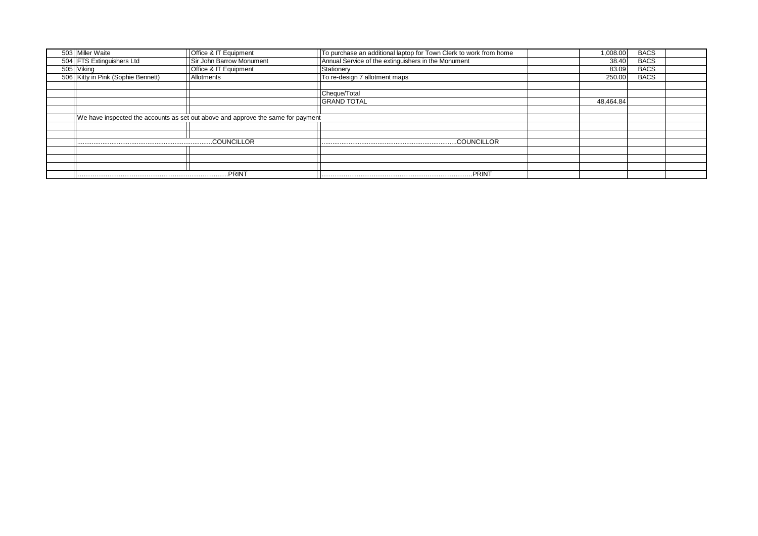| | | | | | | | |
|---|---|---|---|---|---|---|---|
| 503 | Miller Waite | Office & IT Equipment | To purchase an additional laptop for Town Clerk to work from home | | 1,008.00 | BACS | |
| 504 | FTS Extinguishers Ltd | Sir John Barrow Monument | Annual Service of the extinguishers in the Monument | | 38.40 | BACS | |
| 505 | Viking | Office & IT Equipment | Stationery | | 83.09 | BACS | |
| 506 | Kitty in Pink (Sophie Bennett) | Allotments | To re-design 7 allotment maps | | 250.00 | BACS | |
| | | | | | | | |
| | | | Cheque/Total | | | | |
| | | | GRAND TOTAL | | 48,464.84 | | |
| | | | | | | | |
| | We have inspected the accounts as set out above and approve the same for payment | | | | | | |
| | | | | | | | |
| | | | | | | | |
| | ..........................................................................COUNCILLOR | | ..........................................................................COUNCILLOR | | | | |
| | | | | | | | |
| | | | | | | | |
| | | | | | | | |
| | ……………………………………………………………PRINT | | ……………………………………………………………PRINT | | | | |